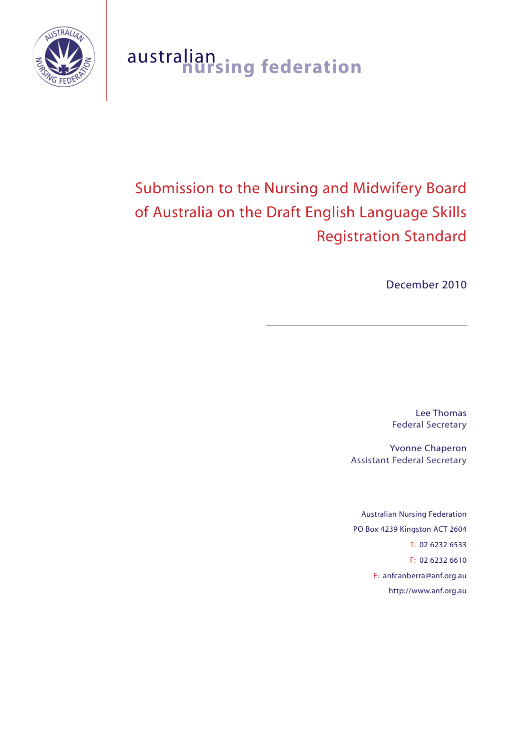australian nursing federation

# Submission to the Nursing and Midwifery Board of Australia on the Draft English Language Skills Registration Standard

December 2010

---

Lee Thomas
Federal Secretary

Yvonne Chaperon
Assistant Federal Secretary

Australian Nursing Federation
PO Box 4239 Kingston ACT 2604
T: 02 6232 6533
F: 02 6232 6610
E: anfcanberra@anf.org.au
http://www.anf.org.au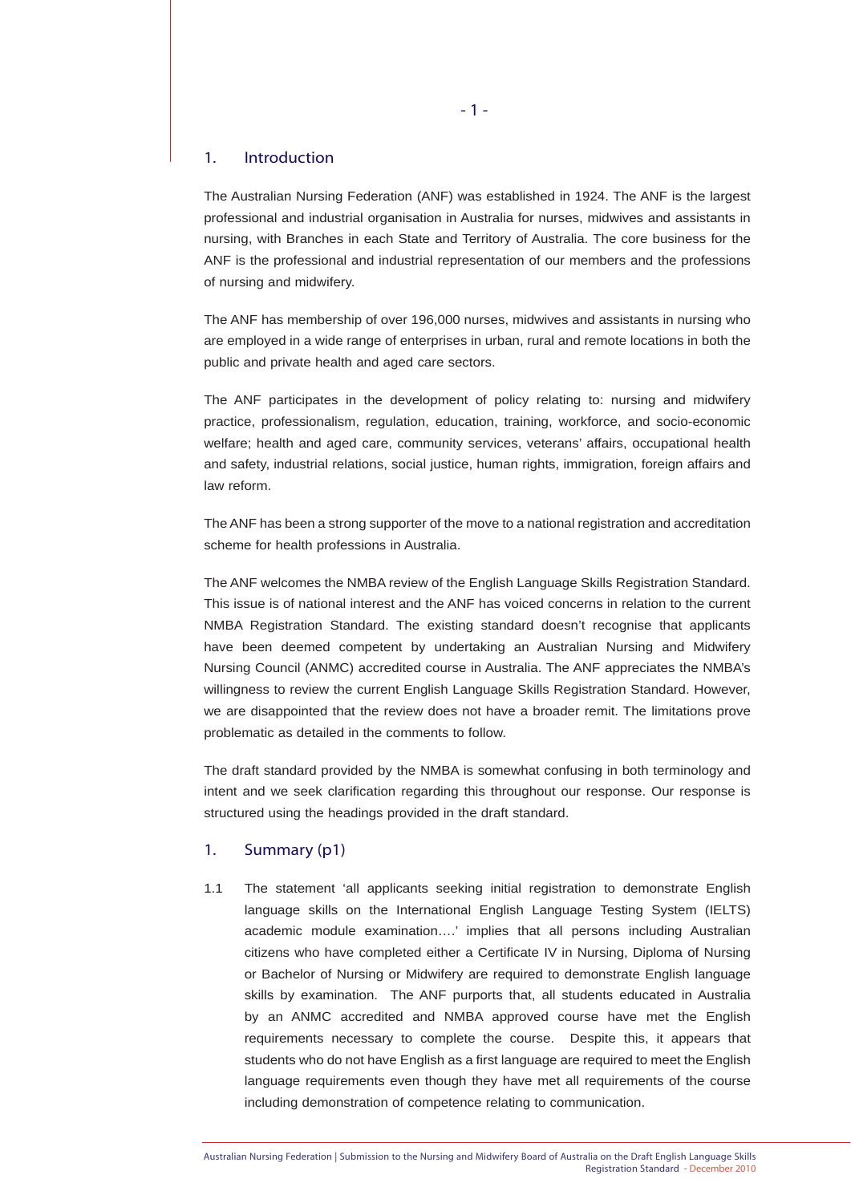## 1. Introduction

The Australian Nursing Federation (ANF) was established in 1924. The ANF is the largest professional and industrial organisation in Australia for nurses, midwives and assistants in nursing, with Branches in each State and Territory of Australia. The core business for the ANF is the professional and industrial representation of our members and the professions of nursing and midwifery.

The ANF has membership of over 196,000 nurses, midwives and assistants in nursing who are employed in a wide range of enterprises in urban, rural and remote locations in both the public and private health and aged care sectors.

The ANF participates in the development of policy relating to: nursing and midwifery practice, professionalism, regulation, education, training, workforce, and socio-economic welfare; health and aged care, community services, veterans' affairs, occupational health and safety, industrial relations, social justice, human rights, immigration, foreign affairs and law reform.

The ANF has been a strong supporter of the move to a national registration and accreditation scheme for health professions in Australia.

The ANF welcomes the NMBA review of the English Language Skills Registration Standard. This issue is of national interest and the ANF has voiced concerns in relation to the current NMBA Registration Standard. The existing standard doesn't recognise that applicants have been deemed competent by undertaking an Australian Nursing and Midwifery Nursing Council (ANMC) accredited course in Australia. The ANF appreciates the NMBA's willingness to review the current English Language Skills Registration Standard. However, we are disappointed that the review does not have a broader remit. The limitations prove problematic as detailed in the comments to follow.

The draft standard provided by the NMBA is somewhat confusing in both terminology and intent and we seek clarification regarding this throughout our response. Our response is structured using the headings provided in the draft standard.

## 1. Summary (p1)

1.1 The statement 'all applicants seeking initial registration to demonstrate English language skills on the International English Language Testing System (IELTS) academic module examination….' implies that all persons including Australian citizens who have completed either a Certificate IV in Nursing, Diploma of Nursing or Bachelor of Nursing or Midwifery are required to demonstrate English language skills by examination. The ANF purports that, all students educated in Australia by an ANMC accredited and NMBA approved course have met the English requirements necessary to complete the course. Despite this, it appears that students who do not have English as a first language are required to meet the English language requirements even though they have met all requirements of the course including demonstration of competence relating to communication.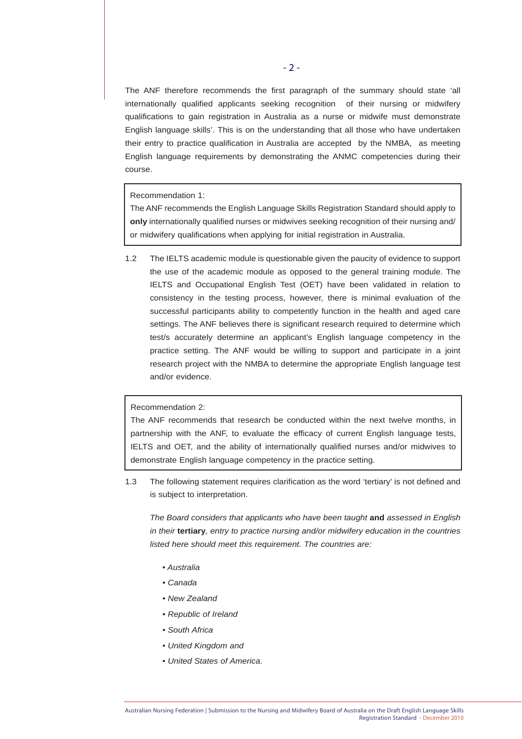The ANF therefore recommends the first paragraph of the summary should state 'all internationally qualified applicants seeking recognition of their nursing or midwifery qualifications to gain registration in Australia as a nurse or midwife must demonstrate English language skills'. This is on the understanding that all those who have undertaken their entry to practice qualification in Australia are accepted by the NMBA, as meeting English language requirements by demonstrating the ANMC competencies during their course.

> Recommendation 1:
> The ANF recommends the English Language Skills Registration Standard should apply to **only** internationally qualified nurses or midwives seeking recognition of their nursing and/or midwifery qualifications when applying for initial registration in Australia.

1.2 The IELTS academic module is questionable given the paucity of evidence to support the use of the academic module as opposed to the general training module. The IELTS and Occupational English Test (OET) have been validated in relation to consistency in the testing process, however, there is minimal evaluation of the successful participants ability to competently function in the health and aged care settings. The ANF believes there is significant research required to determine which test/s accurately determine an applicant's English language competency in the practice setting. The ANF would be willing to support and participate in a joint research project with the NMBA to determine the appropriate English language test and/or evidence.

> Recommendation 2:
> The ANF recommends that research be conducted within the next twelve months, in partnership with the ANF, to evaluate the efficacy of current English language tests, IELTS and OET, and the ability of internationally qualified nurses and/or midwives to demonstrate English language competency in the practice setting.

1.3 The following statement requires clarification as the word 'tertiary' is not defined and is subject to interpretation.

*The Board considers that applicants who have been taught* **and** *assessed in English in their* **tertiary***, entry to practice nursing and/or midwifery education in the countries listed here should meet this requirement. The countries are:*

- *Australia*
- *Canada*
- *New Zealand*
- *Republic of Ireland*
- *South Africa*
- *United Kingdom and*
- *United States of America.*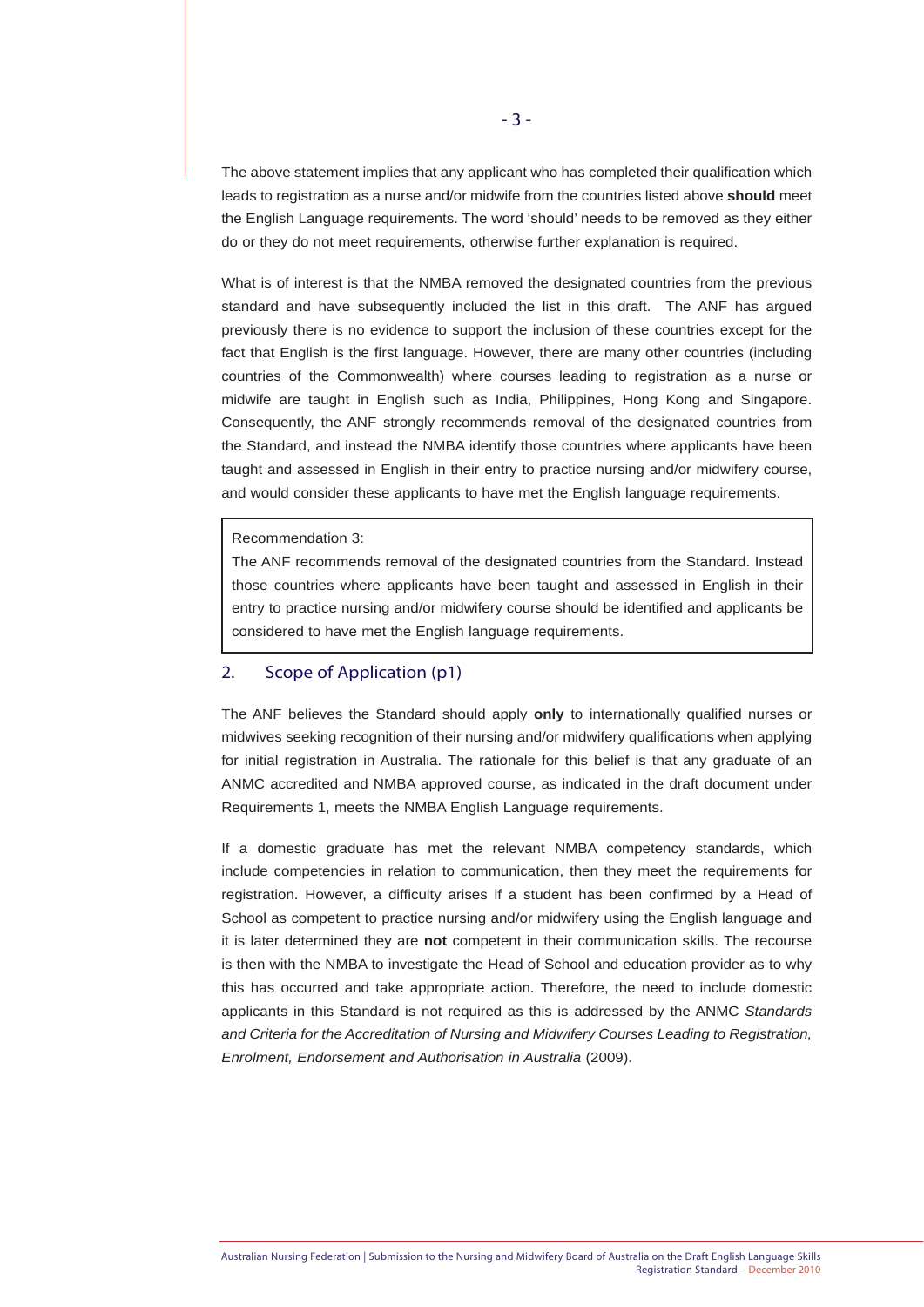The above statement implies that any applicant who has completed their qualification which leads to registration as a nurse and/or midwife from the countries listed above **should** meet the English Language requirements. The word 'should' needs to be removed as they either do or they do not meet requirements, otherwise further explanation is required.

What is of interest is that the NMBA removed the designated countries from the previous standard and have subsequently included the list in this draft. The ANF has argued previously there is no evidence to support the inclusion of these countries except for the fact that English is the first language. However, there are many other countries (including countries of the Commonwealth) where courses leading to registration as a nurse or midwife are taught in English such as India, Philippines, Hong Kong and Singapore. Consequently, the ANF strongly recommends removal of the designated countries from the Standard, and instead the NMBA identify those countries where applicants have been taught and assessed in English in their entry to practice nursing and/or midwifery course, and would consider these applicants to have met the English language requirements.

> Recommendation 3:
> The ANF recommends removal of the designated countries from the Standard. Instead those countries where applicants have been taught and assessed in English in their entry to practice nursing and/or midwifery course should be identified and applicants be considered to have met the English language requirements.

## 2. Scope of Application (p1)

The ANF believes the Standard should apply **only** to internationally qualified nurses or midwives seeking recognition of their nursing and/or midwifery qualifications when applying for initial registration in Australia. The rationale for this belief is that any graduate of an ANMC accredited and NMBA approved course, as indicated in the draft document under Requirements 1, meets the NMBA English Language requirements.

If a domestic graduate has met the relevant NMBA competency standards, which include competencies in relation to communication, then they meet the requirements for registration. However, a difficulty arises if a student has been confirmed by a Head of School as competent to practice nursing and/or midwifery using the English language and it is later determined they are **not** competent in their communication skills. The recourse is then with the NMBA to investigate the Head of School and education provider as to why this has occurred and take appropriate action. Therefore, the need to include domestic applicants in this Standard is not required as this is addressed by the ANMC *Standards and Criteria for the Accreditation of Nursing and Midwifery Courses Leading to Registration, Enrolment, Endorsement and Authorisation in Australia* (2009).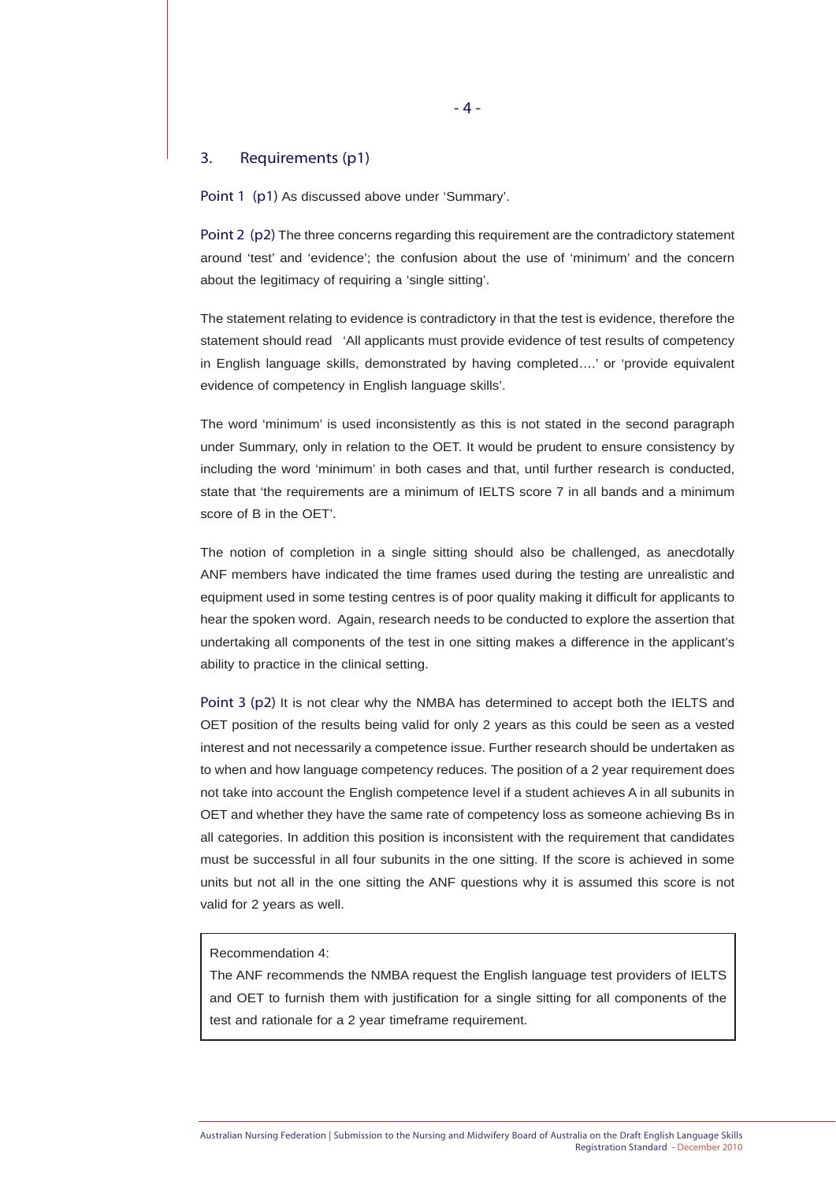## 3. Requirements (p1)

Point 1 (p1) As discussed above under 'Summary'.

Point 2 (p2) The three concerns regarding this requirement are the contradictory statement around 'test' and 'evidence'; the confusion about the use of 'minimum' and the concern about the legitimacy of requiring a 'single sitting'.

The statement relating to evidence is contradictory in that the test is evidence, therefore the statement should read 'All applicants must provide evidence of test results of competency in English language skills, demonstrated by having completed….' or 'provide equivalent evidence of competency in English language skills'.

The word 'minimum' is used inconsistently as this is not stated in the second paragraph under Summary, only in relation to the OET. It would be prudent to ensure consistency by including the word 'minimum' in both cases and that, until further research is conducted, state that 'the requirements are a minimum of IELTS score 7 in all bands and a minimum score of B in the OET'.

The notion of completion in a single sitting should also be challenged, as anecdotally ANF members have indicated the time frames used during the testing are unrealistic and equipment used in some testing centres is of poor quality making it difficult for applicants to hear the spoken word. Again, research needs to be conducted to explore the assertion that undertaking all components of the test in one sitting makes a difference in the applicant's ability to practice in the clinical setting.

Point 3 (p2) It is not clear why the NMBA has determined to accept both the IELTS and OET position of the results being valid for only 2 years as this could be seen as a vested interest and not necessarily a competence issue. Further research should be undertaken as to when and how language competency reduces. The position of a 2 year requirement does not take into account the English competence level if a student achieves A in all subunits in OET and whether they have the same rate of competency loss as someone achieving Bs in all categories. In addition this position is inconsistent with the requirement that candidates must be successful in all four subunits in the one sitting. If the score is achieved in some units but not all in the one sitting the ANF questions why it is assumed this score is not valid for 2 years as well.

> Recommendation 4:
> The ANF recommends the NMBA request the English language test providers of IELTS and OET to furnish them with justification for a single sitting for all components of the test and rationale for a 2 year timeframe requirement.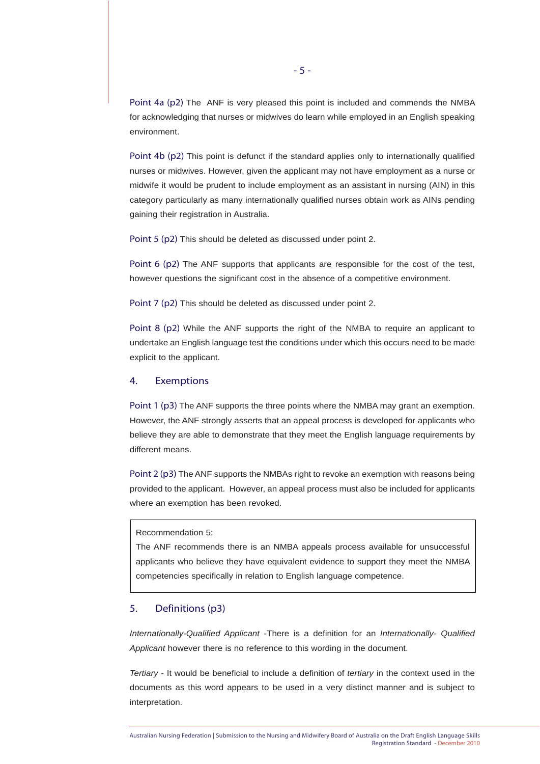Point 4a (p2) The ANF is very pleased this point is included and commends the NMBA for acknowledging that nurses or midwives do learn while employed in an English speaking environment.

Point 4b (p2) This point is defunct if the standard applies only to internationally qualified nurses or midwives. However, given the applicant may not have employment as a nurse or midwife it would be prudent to include employment as an assistant in nursing (AIN) in this category particularly as many internationally qualified nurses obtain work as AINs pending gaining their registration in Australia.

Point 5 (p2) This should be deleted as discussed under point 2.

Point 6 (p2) The ANF supports that applicants are responsible for the cost of the test, however questions the significant cost in the absence of a competitive environment.

Point 7 (p2) This should be deleted as discussed under point 2.

Point 8 (p2) While the ANF supports the right of the NMBA to require an applicant to undertake an English language test the conditions under which this occurs need to be made explicit to the applicant.

## 4. Exemptions

Point 1 (p3) The ANF supports the three points where the NMBA may grant an exemption. However, the ANF strongly asserts that an appeal process is developed for applicants who believe they are able to demonstrate that they meet the English language requirements by different means.

Point 2 (p3) The ANF supports the NMBAs right to revoke an exemption with reasons being provided to the applicant. However, an appeal process must also be included for applicants where an exemption has been revoked.

> Recommendation 5:
> The ANF recommends there is an NMBA appeals process available for unsuccessful applicants who believe they have equivalent evidence to support they meet the NMBA competencies specifically in relation to English language competence.

## 5. Definitions (p3)

*Internationally-Qualified Applicant* -There is a definition for an *Internationally- Qualified Applicant* however there is no reference to this wording in the document.

*Tertiary* - It would be beneficial to include a definition of *tertiary* in the context used in the documents as this word appears to be used in a very distinct manner and is subject to interpretation.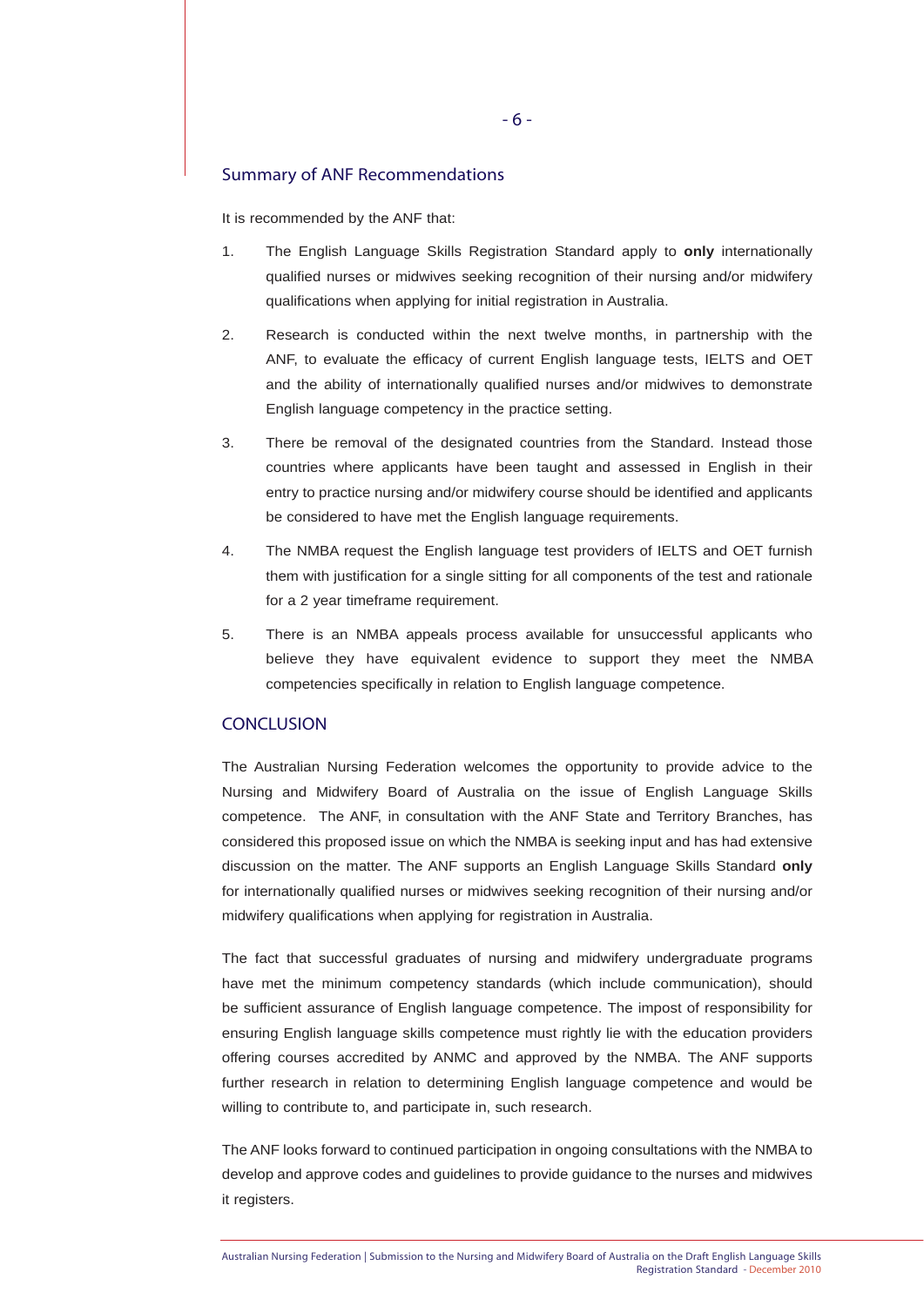## Summary of ANF Recommendations

It is recommended by the ANF that:

1. The English Language Skills Registration Standard apply to **only** internationally qualified nurses or midwives seeking recognition of their nursing and/or midwifery qualifications when applying for initial registration in Australia.

2. Research is conducted within the next twelve months, in partnership with the ANF, to evaluate the efficacy of current English language tests, IELTS and OET and the ability of internationally qualified nurses and/or midwives to demonstrate English language competency in the practice setting.

3. There be removal of the designated countries from the Standard. Instead those countries where applicants have been taught and assessed in English in their entry to practice nursing and/or midwifery course should be identified and applicants be considered to have met the English language requirements.

4. The NMBA request the English language test providers of IELTS and OET furnish them with justification for a single sitting for all components of the test and rationale for a 2 year timeframe requirement.

5. There is an NMBA appeals process available for unsuccessful applicants who believe they have equivalent evidence to support they meet the NMBA competencies specifically in relation to English language competence.

## CONCLUSION

The Australian Nursing Federation welcomes the opportunity to provide advice to the Nursing and Midwifery Board of Australia on the issue of English Language Skills competence. The ANF, in consultation with the ANF State and Territory Branches, has considered this proposed issue on which the NMBA is seeking input and has had extensive discussion on the matter. The ANF supports an English Language Skills Standard **only** for internationally qualified nurses or midwives seeking recognition of their nursing and/or midwifery qualifications when applying for registration in Australia.

The fact that successful graduates of nursing and midwifery undergraduate programs have met the minimum competency standards (which include communication), should be sufficient assurance of English language competence. The impost of responsibility for ensuring English language skills competence must rightly lie with the education providers offering courses accredited by ANMC and approved by the NMBA. The ANF supports further research in relation to determining English language competence and would be willing to contribute to, and participate in, such research.

The ANF looks forward to continued participation in ongoing consultations with the NMBA to develop and approve codes and guidelines to provide guidance to the nurses and midwives it registers.